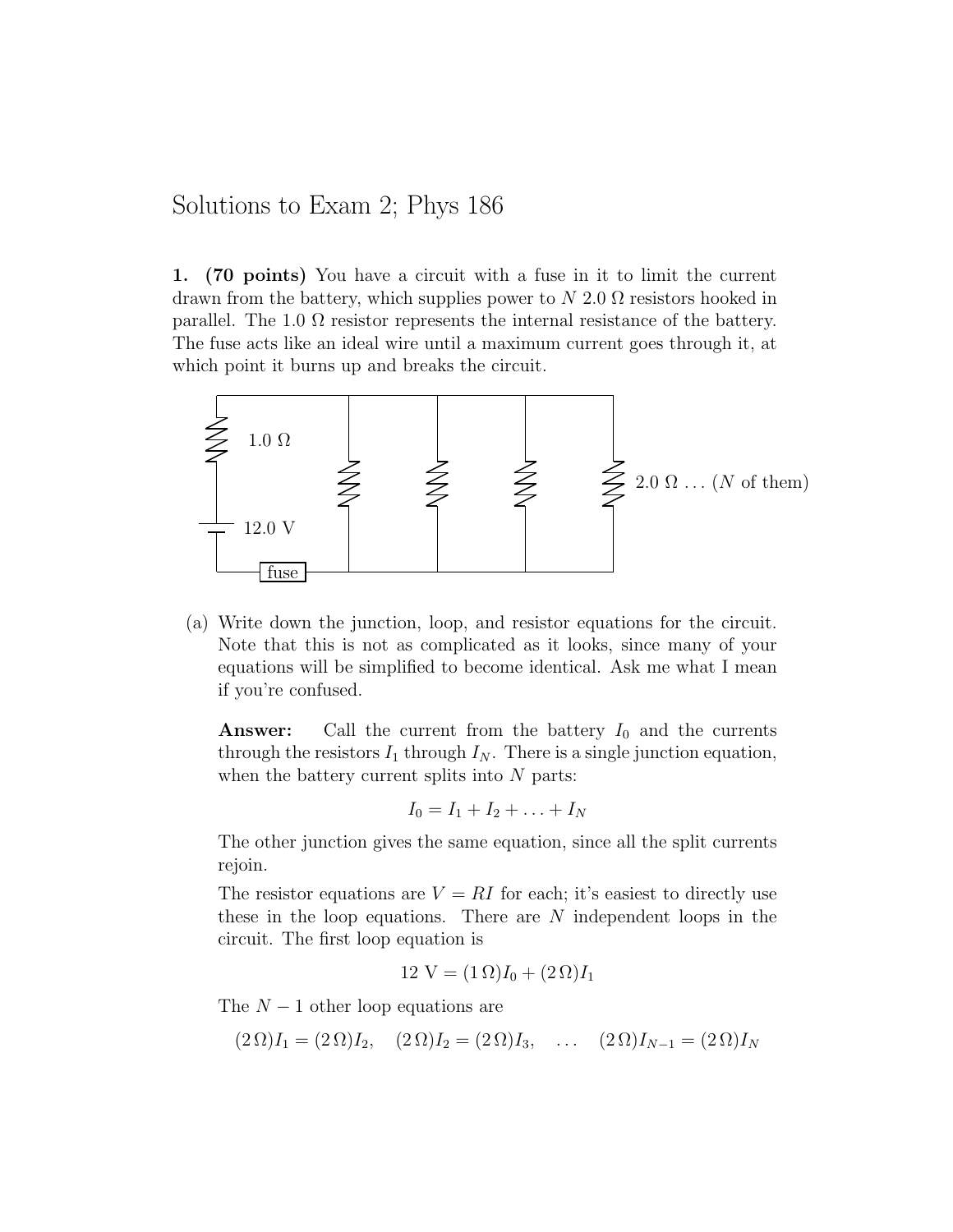# Solutions to Exam 2; Phys 186

**1. (70 points)** You have a circuit with a fuse in it to limit the current drawn from the battery, which supplies power to $N$ 2.0 Ω resistors hooked in parallel. The 1.0 Ω resistor represents the internal resistance of the battery. The fuse acts like an ideal wire until a maximum current goes through it, at which point it burns up and breaks the circuit.

1.0 Ω

12.0 V

fuse

2.0 Ω . . . ($N$ of them)

(a) Write down the junction, loop, and resistor equations for the circuit. Note that this is not as complicated as it looks, since many of your equations will be simplified to become identical. Ask me what I mean if you're confused.

**Answer:** Call the current from the battery $I_0$ and the currents through the resistors $I_1$ through $I_N$. There is a single junction equation, when the battery current splits into $N$ parts:

$$I_0 = I_1 + I_2 + \ldots + I_N$$

The other junction gives the same equation, since all the split currents rejoin.

The resistor equations are $V = RI$ for each; it's easiest to directly use these in the loop equations. There are $N$ independent loops in the circuit. The first loop equation is

$$12 \text{ V} = (1\,\Omega)I_0 + (2\,\Omega)I_1$$

The $N - 1$ other loop equations are

$$(2\,\Omega)I_1 = (2\,\Omega)I_2, \quad (2\,\Omega)I_2 = (2\,\Omega)I_3, \quad \ldots \quad (2\,\Omega)I_{N-1} = (2\,\Omega)I_N$$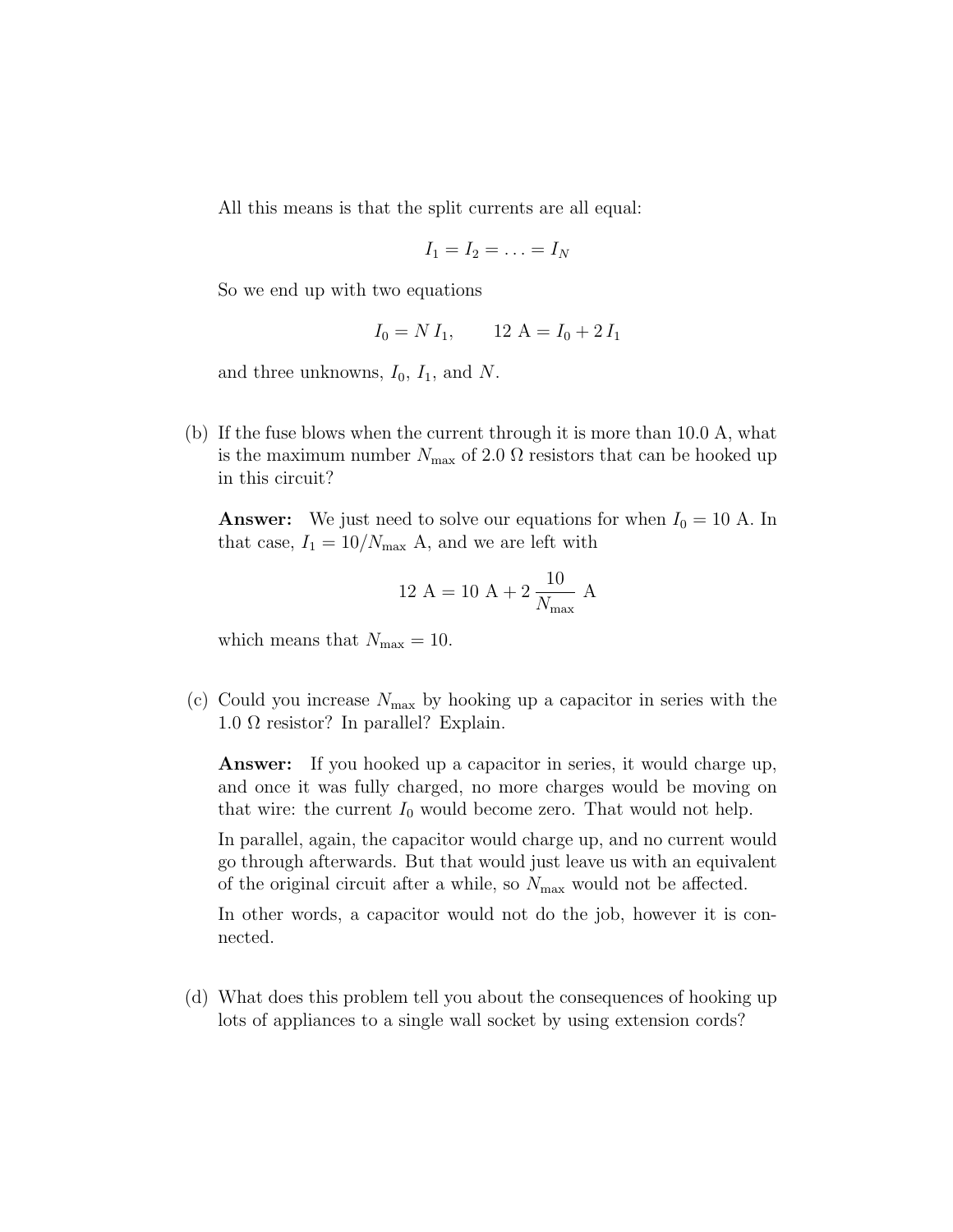All this means is that the split currents are all equal:

$$I_1 = I_2 = \ldots = I_N$$

So we end up with two equations

$$I_0 = N\, I_1, \qquad 12 \text{ A} = I_0 + 2\, I_1$$

and three unknowns, $I_0$, $I_1$, and $N$.

(b) If the fuse blows when the current through it is more than 10.0 A, what is the maximum number $N_{\text{max}}$ of 2.0 Ω resistors that can be hooked up in this circuit?

**Answer:** We just need to solve our equations for when $I_0 = 10$ A. In that case, $I_1 = 10/N_{\text{max}}$ A, and we are left with

$$12 \text{ A} = 10 \text{ A} + 2\,\frac{10}{N_{\text{max}}} \text{ A}$$

which means that $N_{\text{max}} = 10$.

(c) Could you increase $N_{\text{max}}$ by hooking up a capacitor in series with the 1.0 Ω resistor? In parallel? Explain.

**Answer:** If you hooked up a capacitor in series, it would charge up, and once it was fully charged, no more charges would be moving on that wire: the current $I_0$ would become zero. That would not help.

In parallel, again, the capacitor would charge up, and no current would go through afterwards. But that would just leave us with an equivalent of the original circuit after a while, so $N_{\text{max}}$ would not be affected.

In other words, a capacitor would not do the job, however it is connected.

(d) What does this problem tell you about the consequences of hooking up lots of appliances to a single wall socket by using extension cords?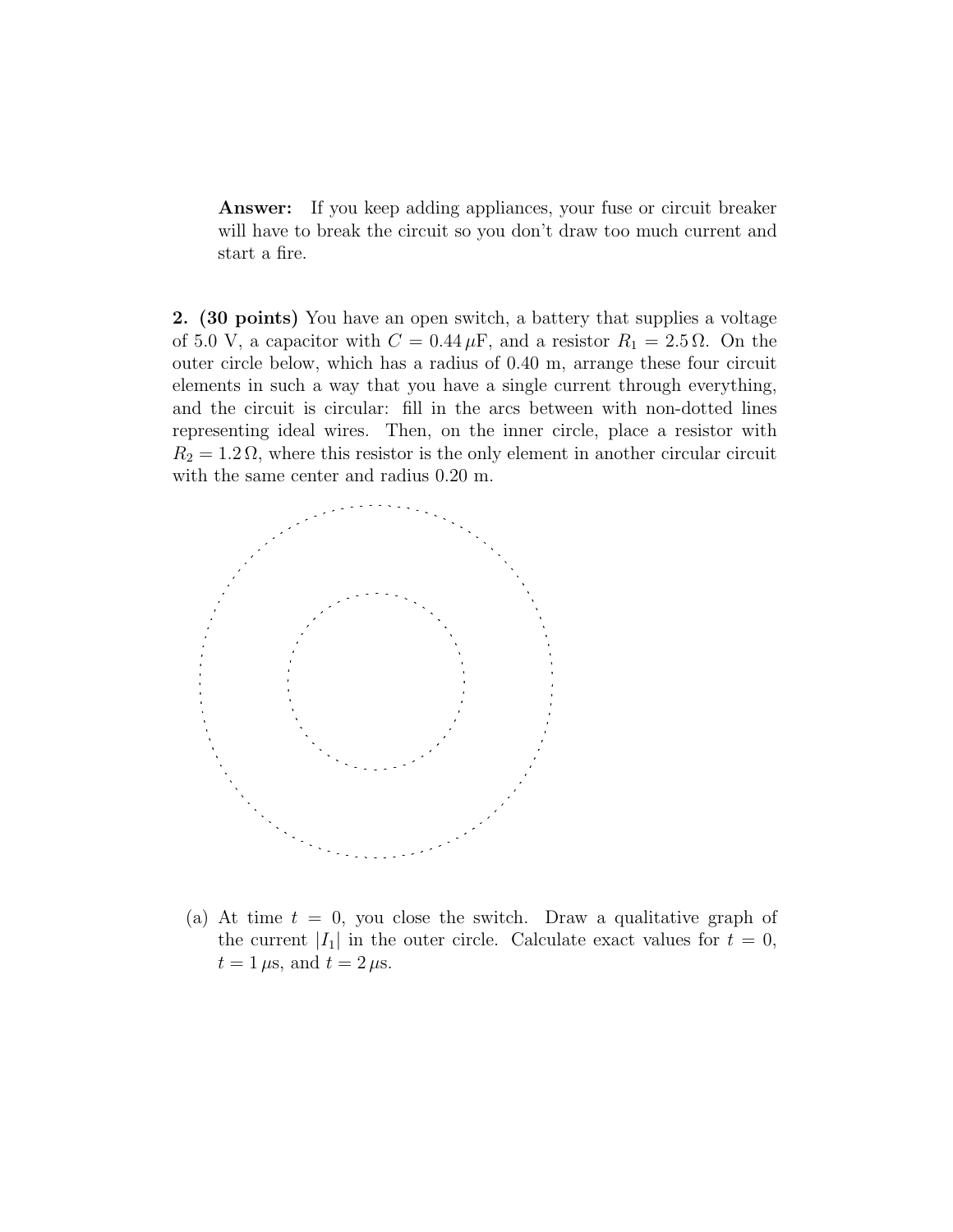**Answer:** If you keep adding appliances, your fuse or circuit breaker will have to break the circuit so you don't draw too much current and start a fire.

**2. (30 points)** You have an open switch, a battery that supplies a voltage of 5.0 V, a capacitor with $C = 0.44\,\mu\text{F}$, and a resistor $R_1 = 2.5\,\Omega$. On the outer circle below, which has a radius of 0.40 m, arrange these four circuit elements in such a way that you have a single current through everything, and the circuit is circular: fill in the arcs between with non-dotted lines representing ideal wires. Then, on the inner circle, place a resistor with $R_2 = 1.2\,\Omega$, where this resistor is the only element in another circular circuit with the same center and radius 0.20 m.

(a) At time $t = 0$, you close the switch. Draw a qualitative graph of the current $|I_1|$ in the outer circle. Calculate exact values for $t = 0$, $t = 1\,\mu\text{s}$, and $t = 2\,\mu\text{s}$.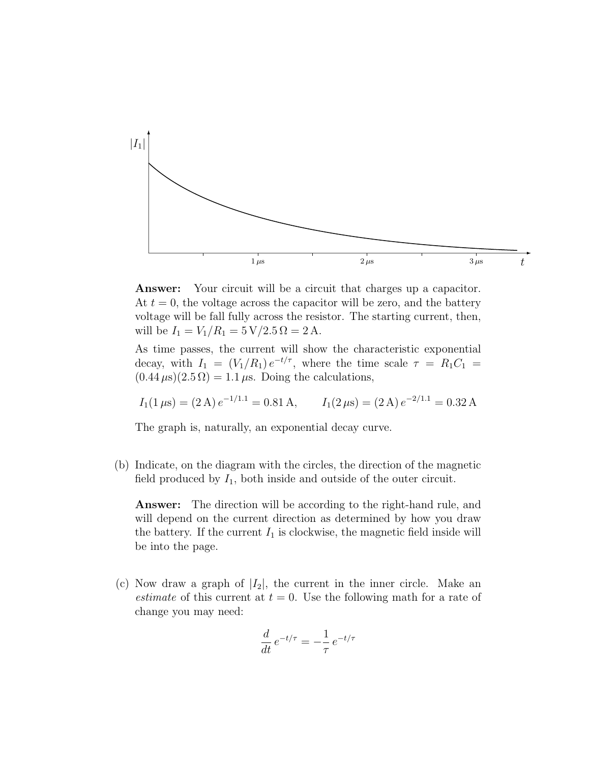**Answer:** Your circuit will be a circuit that charges up a capacitor. At $t = 0$, the voltage across the capacitor will be zero, and the battery voltage will be fall fully across the resistor. The starting current, then, will be $I_1 = V_1/R_1 = 5\,\text{V}/2.5\,\Omega = 2\,\text{A}$.

As time passes, the current will show the characteristic exponential decay, with $I_1 = (V_1/R_1)\, e^{-t/\tau}$, where the time scale $\tau = R_1 C_1 = (0.44\,\mu\text{s})(2.5\,\Omega) = 1.1\,\mu\text{s}$. Doing the calculations,

$$I_1(1\,\mu\text{s}) = (2\,\text{A})\, e^{-1/1.1} = 0.81\,\text{A}, \qquad I_1(2\,\mu\text{s}) = (2\,\text{A})\, e^{-2/1.1} = 0.32\,\text{A}$$

The graph is, naturally, an exponential decay curve.

(b) Indicate, on the diagram with the circles, the direction of the magnetic field produced by $I_1$, both inside and outside of the outer circuit.

**Answer:** The direction will be according to the right-hand rule, and will depend on the current direction as determined by how you draw the battery. If the current $I_1$ is clockwise, the magnetic field inside will be into the page.

(c) Now draw a graph of $|I_2|$, the current in the inner circle. Make an *estimate* of this current at $t = 0$. Use the following math for a rate of change you may need:

$$\frac{d}{dt}\, e^{-t/\tau} = -\frac{1}{\tau}\, e^{-t/\tau}$$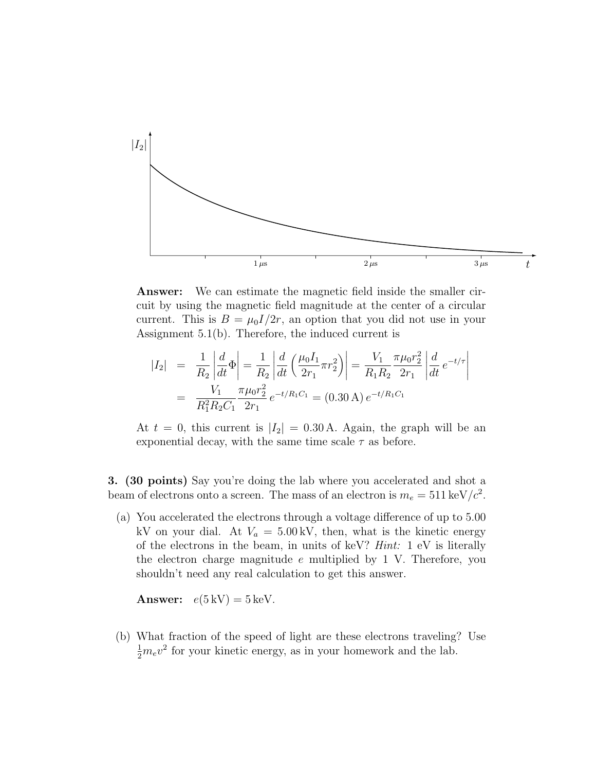Answer: We can estimate the magnetic field inside the smaller circuit by using the magnetic field magnitude at the center of a circular current. This is $B = \mu_0 I/2r$, an option that you did not use in your Assignment 5.1(b). Therefore, the induced current is

$$
\begin{aligned}
|I_2| &= \frac{1}{R_2}\left|\frac{d}{dt}\Phi\right| = \frac{1}{R_2}\left|\frac{d}{dt}\left(\frac{\mu_0 I_1}{2r_1}\pi r_2^2\right)\right| = \frac{V_1}{R_1 R_2}\frac{\pi\mu_0 r_2^2}{2r_1}\left|\frac{d}{dt}e^{-t/\tau}\right| \\
&= \frac{V_1}{R_1^2 R_2 C_1}\frac{\pi\mu_0 r_2^2}{2r_1}e^{-t/R_1C_1} = (0.30\,\mathrm{A})\,e^{-t/R_1C_1}
\end{aligned}
$$

At $t = 0$, this current is $|I_2| = 0.30\,\mathrm{A}$. Again, the graph will be an exponential decay, with the same time scale $\tau$ as before.

**3. (30 points)** Say you're doing the lab where you accelerated and shot a beam of electrons onto a screen. The mass of an electron is $m_e = 511\,\mathrm{keV}/c^2$.

(a) You accelerated the electrons through a voltage difference of up to 5.00 kV on your dial. At $V_a = 5.00\,\mathrm{kV}$, then, what is the kinetic energy of the electrons in the beam, in units of keV? *Hint:* 1 eV is literally the electron charge magnitude $e$ multiplied by 1 V. Therefore, you shouldn't need any real calculation to get this answer.

**Answer:** $e(5\,\mathrm{kV}) = 5\,\mathrm{keV}$.

(b) What fraction of the speed of light are these electrons traveling? Use $\frac{1}{2}m_e v^2$ for your kinetic energy, as in your homework and the lab.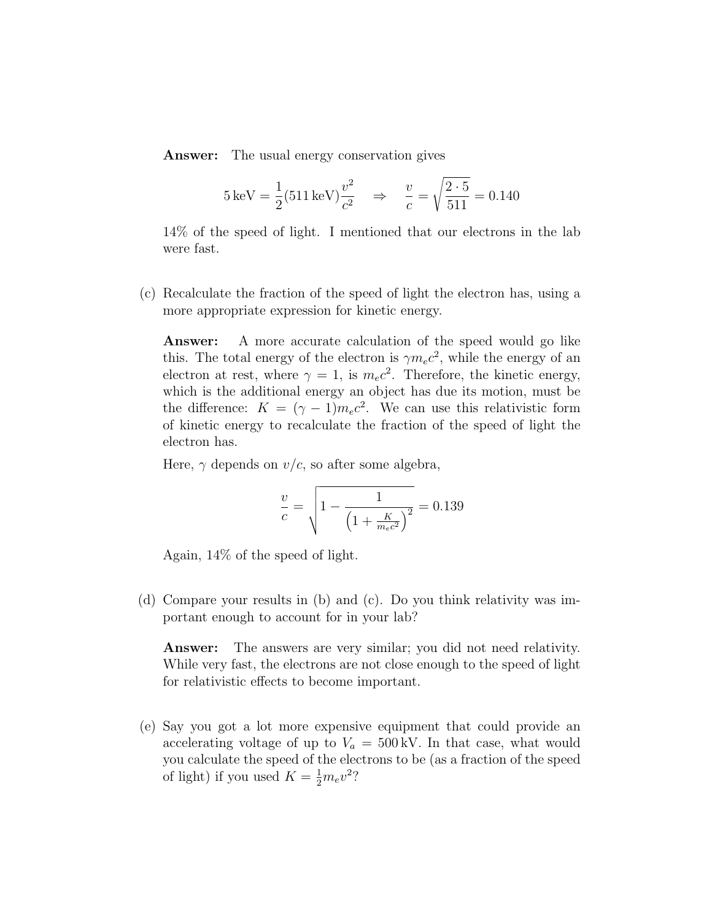**Answer:** The usual energy conservation gives

$$5\,\text{keV} = \frac{1}{2}(511\,\text{keV})\frac{v^2}{c^2} \quad \Rightarrow \quad \frac{v}{c} = \sqrt{\frac{2 \cdot 5}{511}} = 0.140$$

14% of the speed of light. I mentioned that our electrons in the lab were fast.

(c) Recalculate the fraction of the speed of light the electron has, using a more appropriate expression for kinetic energy.

**Answer:** A more accurate calculation of the speed would go like this. The total energy of the electron is $\gamma m_e c^2$, while the energy of an electron at rest, where $\gamma = 1$, is $m_e c^2$. Therefore, the kinetic energy, which is the additional energy an object has due its motion, must be the difference: $K = (\gamma - 1)m_e c^2$. We can use this relativistic form of kinetic energy to recalculate the fraction of the speed of light the electron has.

Here, $\gamma$ depends on $v/c$, so after some algebra,

$$\frac{v}{c} = \sqrt{1 - \frac{1}{\left(1 + \frac{K}{m_e c^2}\right)^2}} = 0.139$$

Again, 14% of the speed of light.

(d) Compare your results in (b) and (c). Do you think relativity was important enough to account for in your lab?

**Answer:** The answers are very similar; you did not need relativity. While very fast, the electrons are not close enough to the speed of light for relativistic effects to become important.

(e) Say you got a lot more expensive equipment that could provide an accelerating voltage of up to $V_a = 500\,\text{kV}$. In that case, what would you calculate the speed of the electrons to be (as a fraction of the speed of light) if you used $K = \frac{1}{2}m_e v^2$?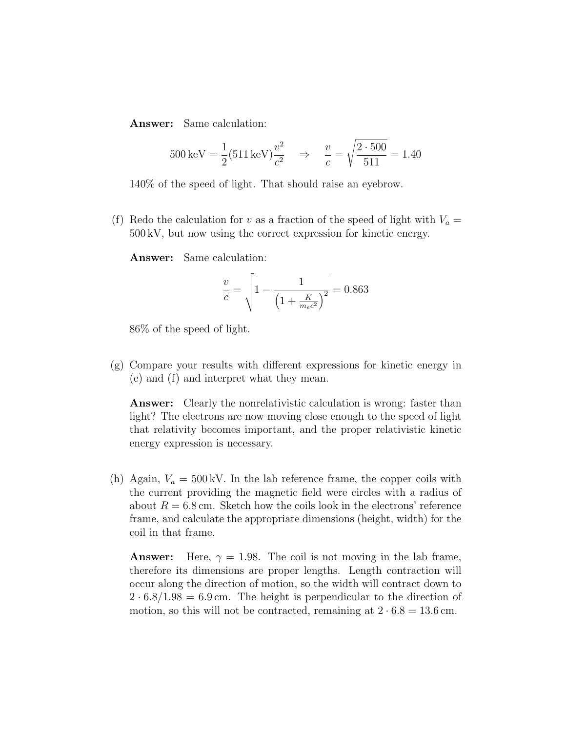**Answer:** Same calculation:

$$500\,\text{keV} = \frac{1}{2}(511\,\text{keV})\frac{v^2}{c^2} \quad \Rightarrow \quad \frac{v}{c} = \sqrt{\frac{2 \cdot 500}{511}} = 1.40$$

140% of the speed of light. That should raise an eyebrow.

(f) Redo the calculation for $v$ as a fraction of the speed of light with $V_a = 500\,\text{kV}$, but now using the correct expression for kinetic energy.

**Answer:** Same calculation:

$$\frac{v}{c} = \sqrt{1 - \frac{1}{\left(1 + \frac{K}{m_e c^2}\right)^2}} = 0.863$$

86% of the speed of light.

(g) Compare your results with different expressions for kinetic energy in (e) and (f) and interpret what they mean.

**Answer:** Clearly the nonrelativistic calculation is wrong: faster than light? The electrons are now moving close enough to the speed of light that relativity becomes important, and the proper relativistic kinetic energy expression is necessary.

(h) Again, $V_a = 500\,\text{kV}$. In the lab reference frame, the copper coils with the current providing the magnetic field were circles with a radius of about $R = 6.8\,\text{cm}$. Sketch how the coils look in the electrons' reference frame, and calculate the appropriate dimensions (height, width) for the coil in that frame.

**Answer:** Here, $\gamma = 1.98$. The coil is not moving in the lab frame, therefore its dimensions are proper lengths. Length contraction will occur along the direction of motion, so the width will contract down to $2 \cdot 6.8/1.98 = 6.9\,\text{cm}$. The height is perpendicular to the direction of motion, so this will not be contracted, remaining at $2 \cdot 6.8 = 13.6\,\text{cm}$.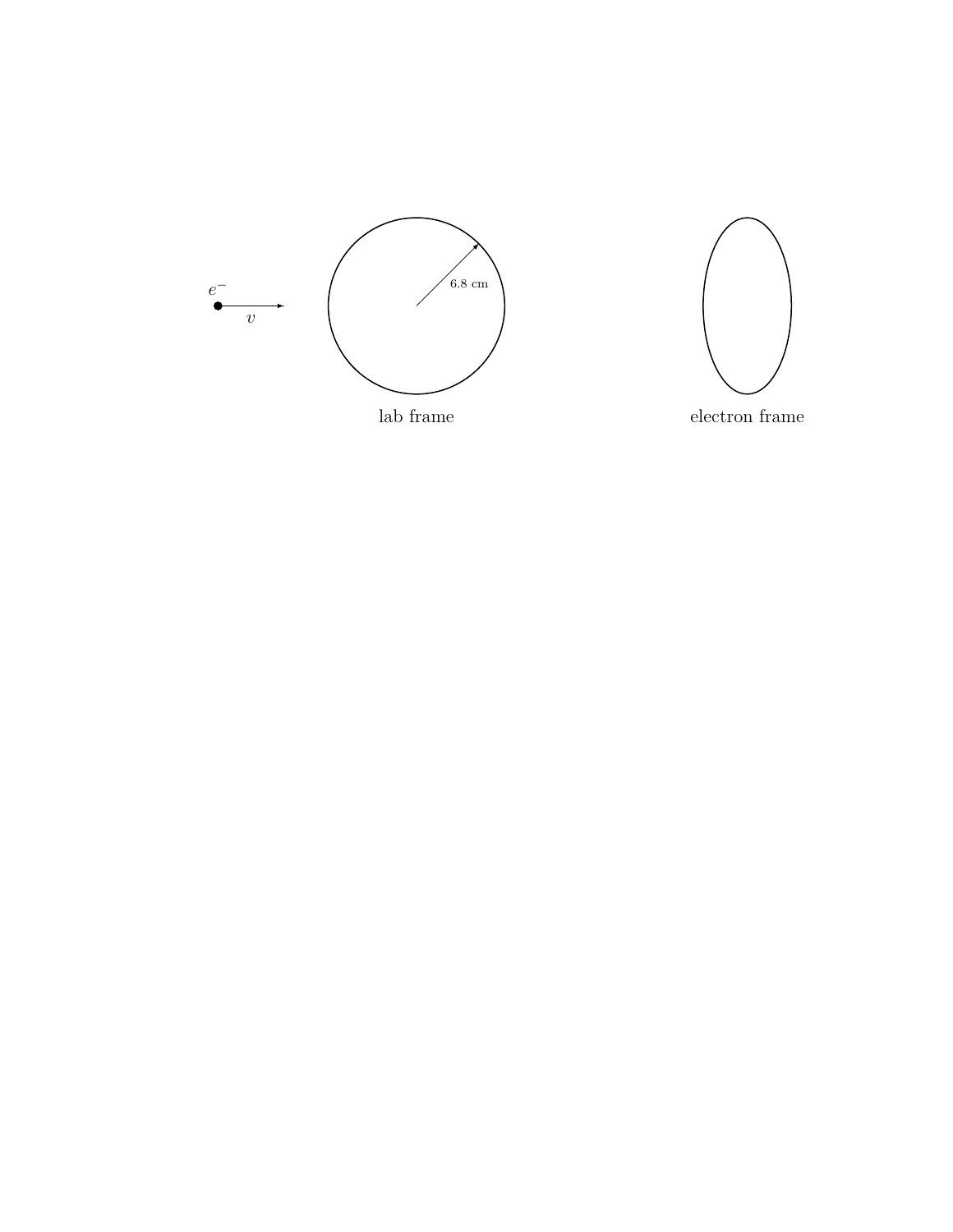$e^-$

$v$

6.8 cm

lab frame

electron frame